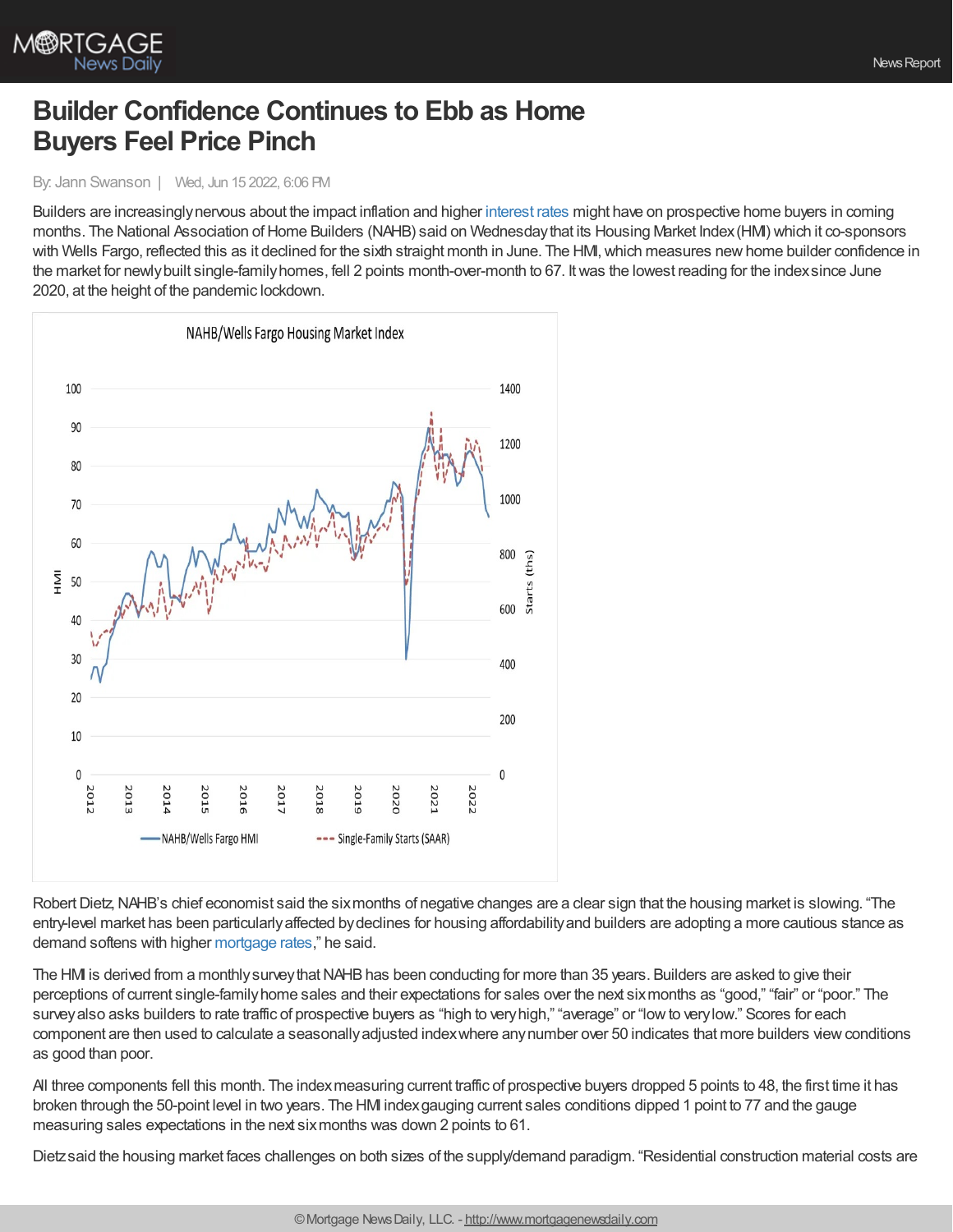# Builder Confidence Continues to Ebb as Home Buyers Feel Price Pinch

By: Jann Swanson | Wed, Jun 15 2022, 6:06 PM

Builders are increasingly nervous about the impact inflation and higher interest rates might have on prospective home buyers in coming months. The National Association of Home Builders (NAHB) said on Wednesday that its Housing Market Index (HMI) which it co-sponsors with Wells Fargo, reflected this as it declined for the sixth straight month in June. The HMI, which measures new home builder confidence in the market for newly built single-family homes, fell 2 points month-over-month to 67. It was the lowest reading for the index since June 2020, at the height of the pandemic lockdown.

Robert Dietz, NAHB's chief economist said the six months of negative changes are a clear sign that the housing market is slowing. "The entry-level market has been particularly affected by declines for housing affordability and builders are adopting a more cautious stance as demand softens with higher mortgage rates," he said.

The HMI is derived from a monthly survey that NAHB has been conducting for more than 35 years. Builders are asked to give their perceptions of current single-family home sales and their expectations for sales over the next six months as "good," "fair" or "poor." The survey also asks builders to rate traffic of prospective buyers as "high to very high," "average" or "low to very low." Scores for each component are then used to calculate a seasonally adjusted index where any number over 50 indicates that more builders view conditions as good than poor.

All three components fell this month. The index measuring current traffic of prospective buyers dropped 5 points to 48, the first time it has broken through the 50-point level in two years. The HMI index gauging current sales conditions dipped 1 point to 77 and the gauge measuring sales expectations in the next six months was down 2 points to 61.

Dietz said the housing market faces challenges on both sizes of the supply/demand paradigm. "Residential construction material costs are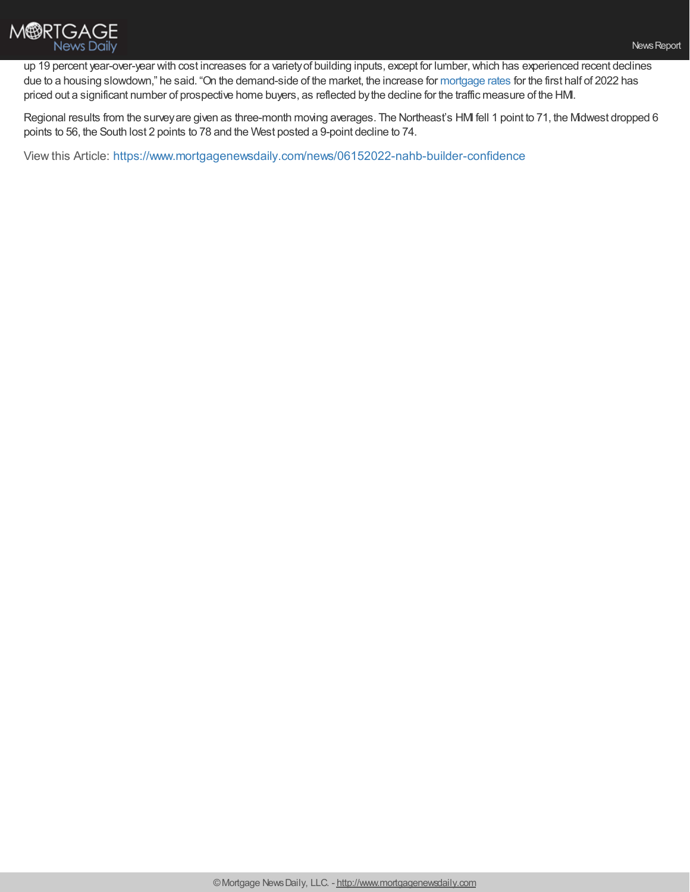up 19 percent year-over-year with cost increases for a variety of building inputs, except for lumber, which has experienced recent declines due to a housing slowdown," he said. "On the demand-side of the market, the increase for mortgage rates for the first half of 2022 has priced out a significant number of prospective home buyers, as reflected by the decline for the traffic measure of the HMI.

Regional results from the survey are given as three-month moving averages. The Northeast's HMI fell 1 point to 71, the Midwest dropped 6 points to 56, the South lost 2 points to 78 and the West posted a 9-point decline to 74.

View this Article: https://www.mortgagenewsdaily.com/news/06152022-nahb-builder-confidence